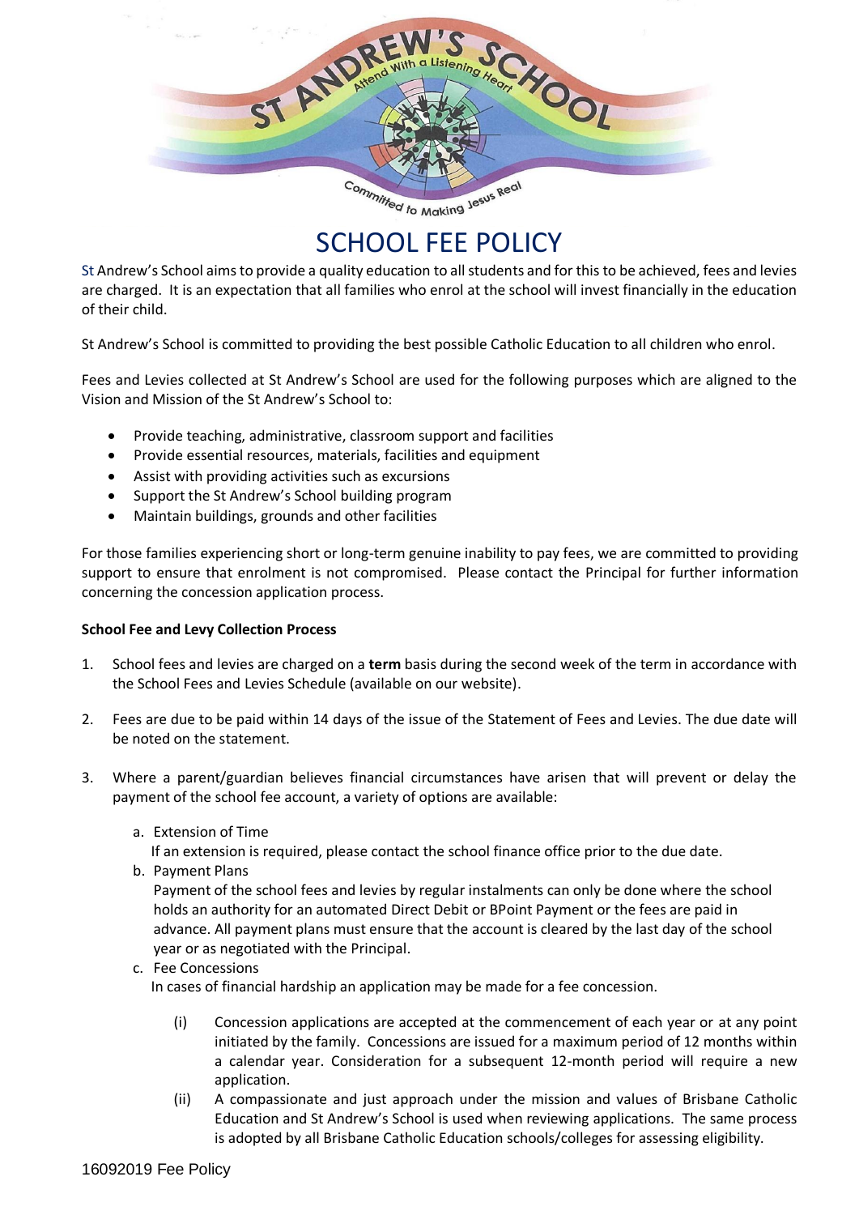# SCHOOL FEE POLICY

St Andrew's School aims to provide a quality education to all students and for this to be achieved, fees and levies are charged. It is an expectation that all families who enrol at the school will invest financially in the education of their child.

St Andrew's School is committed to providing the best possible Catholic Education to all children who enrol.

Fees and Levies collected at St Andrew's School are used for the following purposes which are aligned to the Vision and Mission of the St Andrew's School to:

- Provide teaching, administrative, classroom support and facilities
- Provide essential resources, materials, facilities and equipment
- Assist with providing activities such as excursions
- Support the St Andrew's School building program
- Maintain buildings, grounds and other facilities

For those families experiencing short or long-term genuine inability to pay fees, we are committed to providing support to ensure that enrolment is not compromised. Please contact the Principal for further information concerning the concession application process.

**School Fee and Levy Collection Process**

1. School fees and levies are charged on a **term** basis during the second week of the term in accordance with the School Fees and Levies Schedule (available on our website).

2. Fees are due to be paid within 14 days of the issue of the Statement of Fees and Levies. The due date will be noted on the statement.

3. Where a parent/guardian believes financial circumstances have arisen that will prevent or delay the payment of the school fee account, a variety of options are available:

   a. Extension of Time
      If an extension is required, please contact the school finance office prior to the due date.

   b. Payment Plans
      Payment of the school fees and levies by regular instalments can only be done where the school holds an authority for an automated Direct Debit or BPoint Payment or the fees are paid in advance. All payment plans must ensure that the account is cleared by the last day of the school year or as negotiated with the Principal.

   c. Fee Concessions
      In cases of financial hardship an application may be made for a fee concession.

      (i) Concession applications are accepted at the commencement of each year or at any point initiated by the family. Concessions are issued for a maximum period of 12 months within a calendar year. Consideration for a subsequent 12-month period will require a new application.

      (ii) A compassionate and just approach under the mission and values of Brisbane Catholic Education and St Andrew's School is used when reviewing applications. The same process is adopted by all Brisbane Catholic Education schools/colleges for assessing eligibility.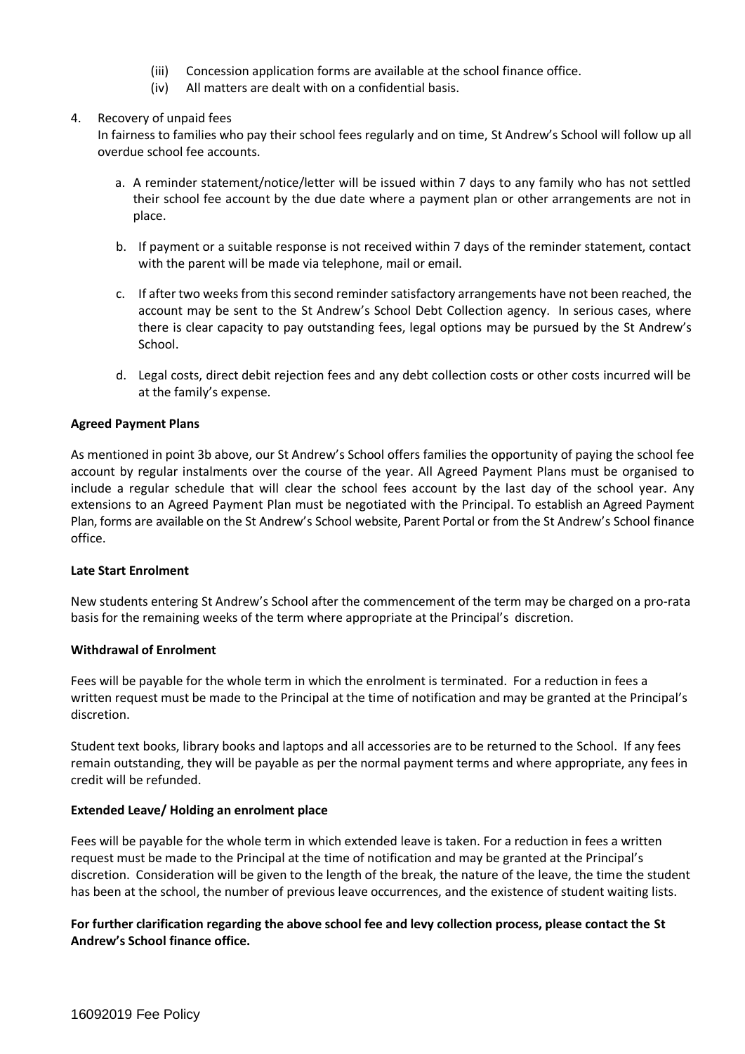(iii) Concession application forms are available at the school finance office.
(iv) All matters are dealt with on a confidential basis.

4. Recovery of unpaid fees

   In fairness to families who pay their school fees regularly and on time, St Andrew's School will follow up all overdue school fee accounts.

   a. A reminder statement/notice/letter will be issued within 7 days to any family who has not settled their school fee account by the due date where a payment plan or other arrangements are not in place.

   b. If payment or a suitable response is not received within 7 days of the reminder statement, contact with the parent will be made via telephone, mail or email.

   c. If after two weeks from this second reminder satisfactory arrangements have not been reached, the account may be sent to the St Andrew's School Debt Collection agency. In serious cases, where there is clear capacity to pay outstanding fees, legal options may be pursued by the St Andrew's School.

   d. Legal costs, direct debit rejection fees and any debt collection costs or other costs incurred will be at the family's expense.

**Agreed Payment Plans**

As mentioned in point 3b above, our St Andrew's School offers families the opportunity of paying the school fee account by regular instalments over the course of the year. All Agreed Payment Plans must be organised to include a regular schedule that will clear the school fees account by the last day of the school year. Any extensions to an Agreed Payment Plan must be negotiated with the Principal. To establish an Agreed Payment Plan, forms are available on the St Andrew's School website, Parent Portal or from the St Andrew's School finance office.

**Late Start Enrolment**

New students entering St Andrew's School after the commencement of the term may be charged on a pro-rata basis for the remaining weeks of the term where appropriate at the Principal's discretion.

**Withdrawal of Enrolment**

Fees will be payable for the whole term in which the enrolment is terminated. For a reduction in fees a written request must be made to the Principal at the time of notification and may be granted at the Principal's discretion.

Student text books, library books and laptops and all accessories are to be returned to the School. If any fees remain outstanding, they will be payable as per the normal payment terms and where appropriate, any fees in credit will be refunded.

**Extended Leave/ Holding an enrolment place**

Fees will be payable for the whole term in which extended leave is taken. For a reduction in fees a written request must be made to the Principal at the time of notification and may be granted at the Principal's discretion. Consideration will be given to the length of the break, the nature of the leave, the time the student has been at the school, the number of previous leave occurrences, and the existence of student waiting lists.

**For further clarification regarding the above school fee and levy collection process, please contact the St Andrew's School finance office.**